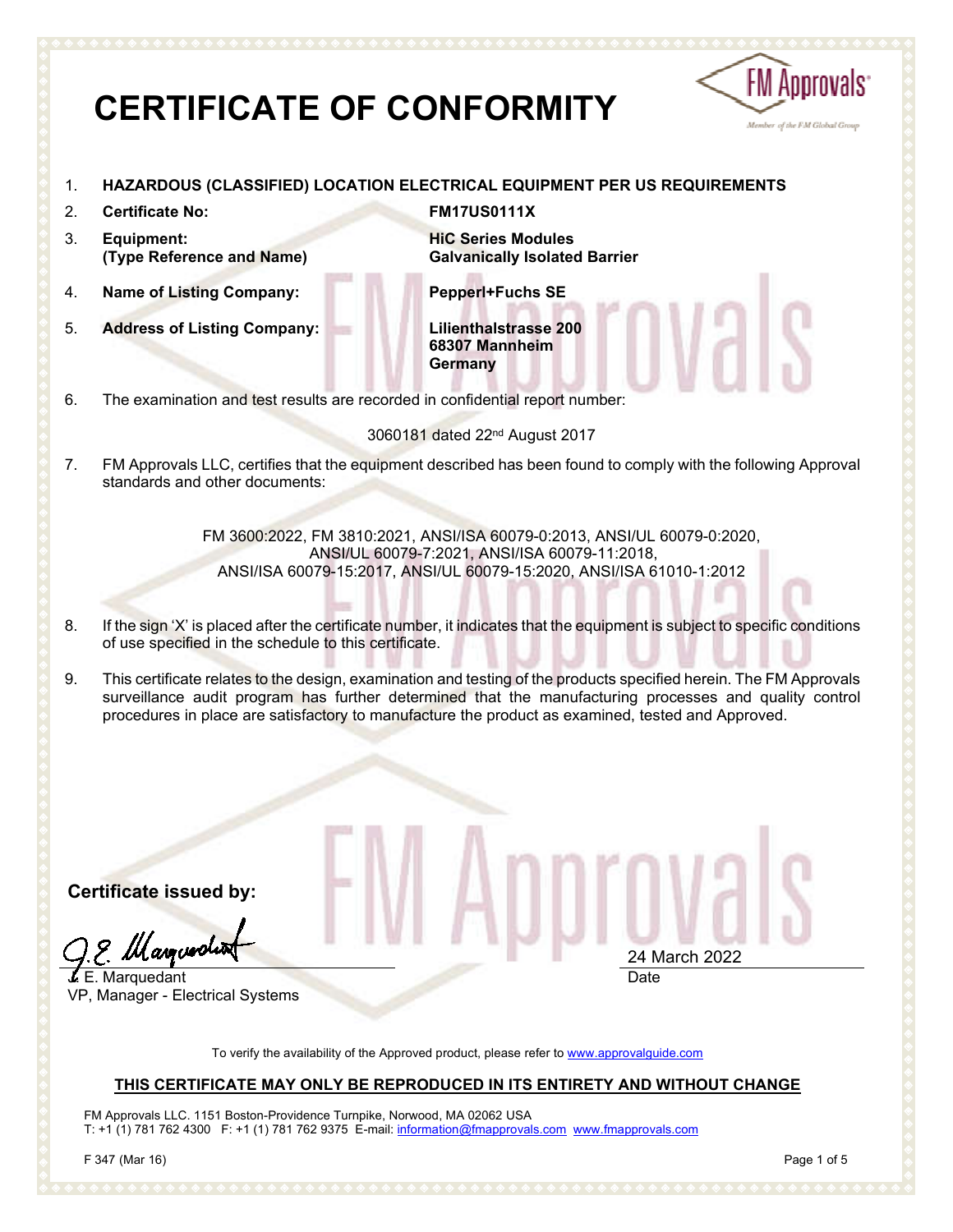# CERTIFICATE OF CONFORMITY

1. **HAZARDOUS (CLASSIFIED) LOCATION ELECTRICAL EQUIPMENT PER US REQUIREMENTS**

2. **Certificate No:** **FM17US0111X**

3. **Equipment: (Type Reference and Name)** **HiC Series Modules Galvanically Isolated Barrier**

4. **Name of Listing Company:** **Pepperl+Fuchs SE**

5. **Address of Listing Company:** **Lilienthalstrasse 200 68307 Mannheim Germany**

6. The examination and test results are recorded in confidential report number:

   3060181 dated 22nd August 2017

7. FM Approvals LLC, certifies that the equipment described has been found to comply with the following Approval standards and other documents:

   FM 3600:2022, FM 3810:2021, ANSI/ISA 60079-0:2013, ANSI/UL 60079-0:2020, ANSI/UL 60079-7:2021, ANSI/ISA 60079-11:2018, ANSI/ISA 60079-15:2017, ANSI/UL 60079-15:2020, ANSI/ISA 61010-1:2012

8. If the sign 'X' is placed after the certificate number, it indicates that the equipment is subject to specific conditions of use specified in the schedule to this certificate.

9. This certificate relates to the design, examination and testing of the products specified herein. The FM Approvals surveillance audit program has further determined that the manufacturing processes and quality control procedures in place are satisfactory to manufacture the product as examined, tested and Approved.

**Certificate issued by:**

J. E. Marquedant
VP, Manager - Electrical Systems

24 March 2022
Date

To verify the availability of the Approved product, please refer to www.approvalguide.com

**THIS CERTIFICATE MAY ONLY BE REPRODUCED IN ITS ENTIRETY AND WITHOUT CHANGE**

FM Approvals LLC. 1151 Boston-Providence Turnpike, Norwood, MA 02062 USA
T: +1 (1) 781 762 4300 F: +1 (1) 781 762 9375 E-mail: information@fmapprovals.com www.fmapprovals.com

F 347 (Mar 16)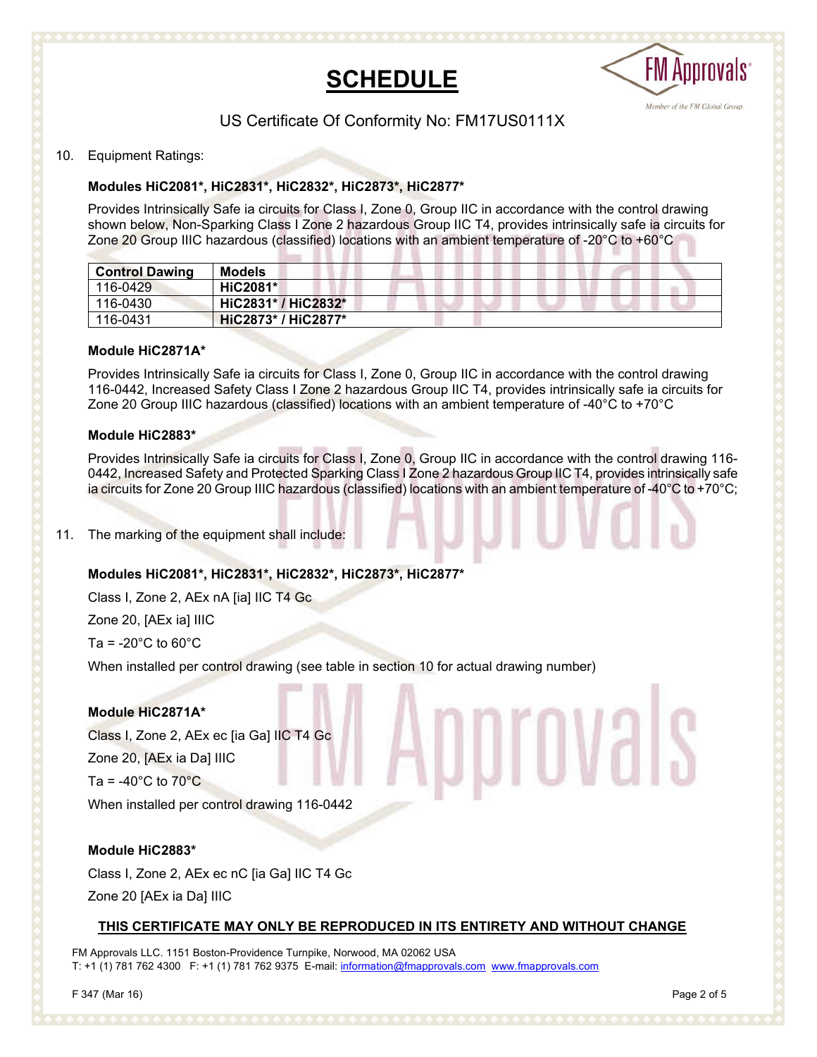# SCHEDULE

US Certificate Of Conformity No: FM17US0111X

10. Equipment Ratings:

**Modules HiC2081*, HiC2831*, HiC2832*, HiC2873*, HiC2877***

Provides Intrinsically Safe ia circuits for Class I, Zone 0, Group IIC in accordance with the control drawing shown below, Non-Sparking Class I Zone 2 hazardous Group IIC T4, provides intrinsically safe ia circuits for Zone 20 Group IIIC hazardous (classified) locations with an ambient temperature of -20°C to +60°C

| Control Dawing | Models |
|---|---|
| 116-0429 | **HiC2081*** |
| 116-0430 | **HiC2831* / HiC2832*** |
| 116-0431 | **HiC2873* / HiC2877*** |

**Module HiC2871A***

Provides Intrinsically Safe ia circuits for Class I, Zone 0, Group IIC in accordance with the control drawing 116-0442, Increased Safety Class I Zone 2 hazardous Group IIC T4, provides intrinsically safe ia circuits for Zone 20 Group IIIC hazardous (classified) locations with an ambient temperature of -40°C to +70°C

**Module HiC2883***

Provides Intrinsically Safe ia circuits for Class I, Zone 0, Group IIC in accordance with the control drawing 116-0442, Increased Safety and Protected Sparking Class I Zone 2 hazardous Group IIC T4, provides intrinsically safe ia circuits for Zone 20 Group IIIC hazardous (classified) locations with an ambient temperature of -40°C to +70°C;

11. The marking of the equipment shall include:

**Modules HiC2081*, HiC2831*, HiC2832*, HiC2873*, HiC2877***

Class I, Zone 2, AEx nA [ia] IIC T4 Gc

Zone 20, [AEx ia] IIIC

Ta = -20°C to 60°C

When installed per control drawing (see table in section 10 for actual drawing number)

**Module HiC2871A***

Class I, Zone 2, AEx ec [ia Ga] IIC T4 Gc

Zone 20, [AEx ia Da] IIIC

Ta = -40°C to 70°C

When installed per control drawing 116-0442

**Module HiC2883***

Class I, Zone 2, AEx ec nC [ia Ga] IIC T4 Gc

Zone 20 [AEx ia Da] IIIC

**THIS CERTIFICATE MAY ONLY BE REPRODUCED IN ITS ENTIRETY AND WITHOUT CHANGE**

FM Approvals LLC. 1151 Boston-Providence Turnpike, Norwood, MA 02062 USA
T: +1 (1) 781 762 4300 F: +1 (1) 781 762 9375 E-mail: information@fmapprovals.com www.fmapprovals.com

F 347 (Mar 16)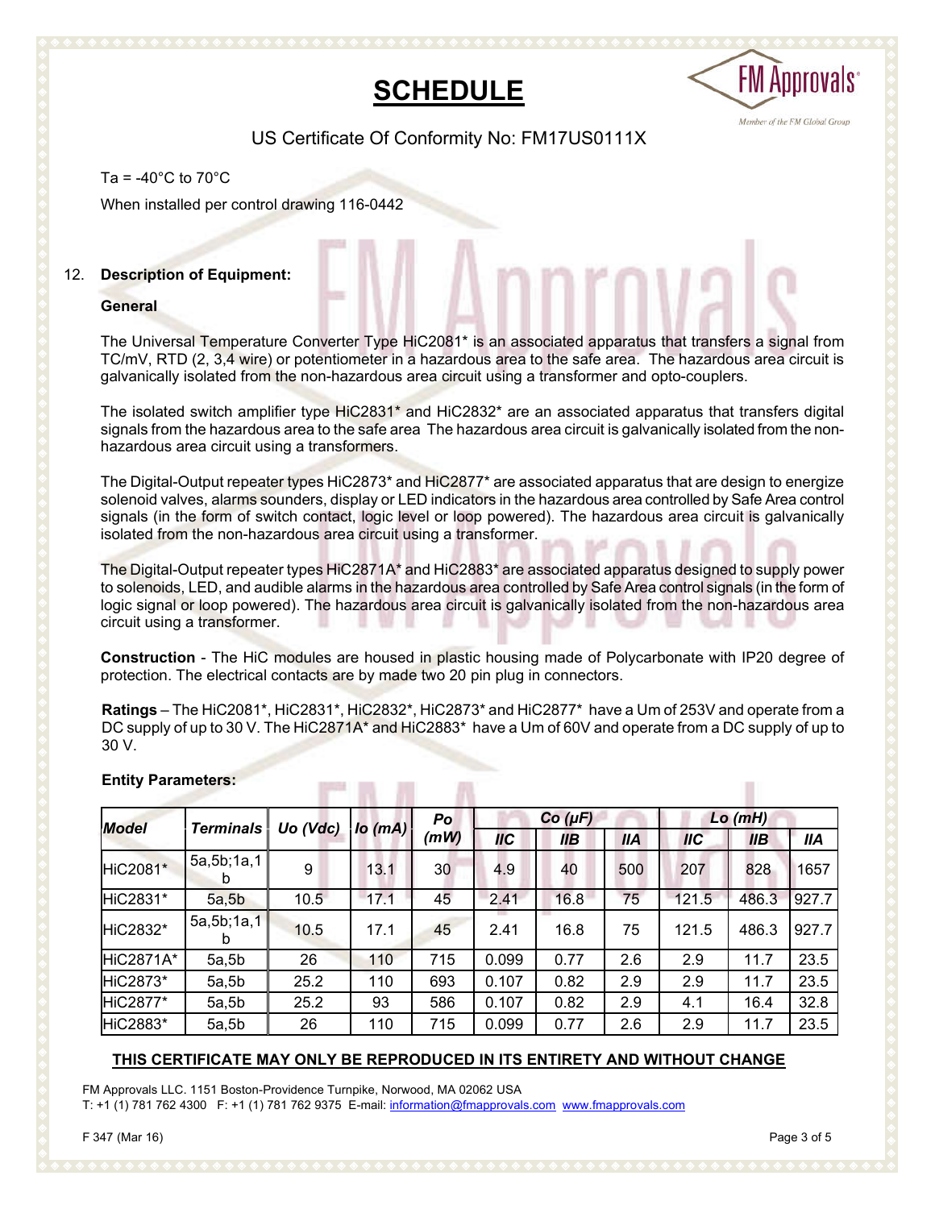# SCHEDULE

US Certificate Of Conformity No: FM17US0111X

Ta = -40°C to 70°C

When installed per control drawing 116-0442

12. **Description of Equipment:**

**General**

The Universal Temperature Converter Type HiC2081* is an associated apparatus that transfers a signal from TC/mV, RTD (2, 3,4 wire) or potentiometer in a hazardous area to the safe area. The hazardous area circuit is galvanically isolated from the non-hazardous area circuit using a transformer and opto-couplers.

The isolated switch amplifier type HiC2831* and HiC2832* are an associated apparatus that transfers digital signals from the hazardous area to the safe area The hazardous area circuit is galvanically isolated from the non-hazardous area circuit using a transformers.

The Digital-Output repeater types HiC2873* and HiC2877* are associated apparatus that are design to energize solenoid valves, alarms sounders, display or LED indicators in the hazardous area controlled by Safe Area control signals (in the form of switch contact, logic level or loop powered). The hazardous area circuit is galvanically isolated from the non-hazardous area circuit using a transformer.

The Digital-Output repeater types HiC2871A* and HiC2883* are associated apparatus designed to supply power to solenoids, LED, and audible alarms in the hazardous area controlled by Safe Area control signals (in the form of logic signal or loop powered). The hazardous area circuit is galvanically isolated from the non-hazardous area circuit using a transformer.

**Construction** - The HiC modules are housed in plastic housing made of Polycarbonate with IP20 degree of protection. The electrical contacts are by made two 20 pin plug in connectors.

**Ratings** – The HiC2081*, HiC2831*, HiC2832*, HiC2873* and HiC2877* have a Um of 253V and operate from a DC supply of up to 30 V. The HiC2871A* and HiC2883* have a Um of 60V and operate from a DC supply of up to 30 V.

**Entity Parameters:**

| *Model* | *Terminals* | *Uo (Vdc)* | *Io (mA)* | *Po (mW)* | *Co (µF)* | | | *Lo (mH)* | | |
|---|---|---|---|---|---|---|---|---|---|---|
| | | | | | *IIC* | *IIB* | *IIA* | *IIC* | *IIB* | *IIA* |
| HiC2081* | 5a,5b;1a,1b | 9 | 13.1 | 30 | 4.9 | 40 | 500 | 207 | 828 | 1657 |
| HiC2831* | 5a,5b | 10.5 | 17.1 | 45 | 2.41 | 16.8 | 75 | 121.5 | 486.3 | 927.7 |
| HiC2832* | 5a,5b;1a,1b | 10.5 | 17.1 | 45 | 2.41 | 16.8 | 75 | 121.5 | 486.3 | 927.7 |
| HiC2871A* | 5a,5b | 26 | 110 | 715 | 0.099 | 0.77 | 2.6 | 2.9 | 11.7 | 23.5 |
| HiC2873* | 5a,5b | 25.2 | 110 | 693 | 0.107 | 0.82 | 2.9 | 2.9 | 11.7 | 23.5 |
| HiC2877* | 5a,5b | 25.2 | 93 | 586 | 0.107 | 0.82 | 2.9 | 4.1 | 16.4 | 32.8 |
| HiC2883* | 5a,5b | 26 | 110 | 715 | 0.099 | 0.77 | 2.6 | 2.9 | 11.7 | 23.5 |

**THIS CERTIFICATE MAY ONLY BE REPRODUCED IN ITS ENTIRETY AND WITHOUT CHANGE**

FM Approvals LLC. 1151 Boston-Providence Turnpike, Norwood, MA 02062 USA
T: +1 (1) 781 762 4300 F: +1 (1) 781 762 9375 E-mail: information@fmapprovals.com www.fmapprovals.com

F 347 (Mar 16)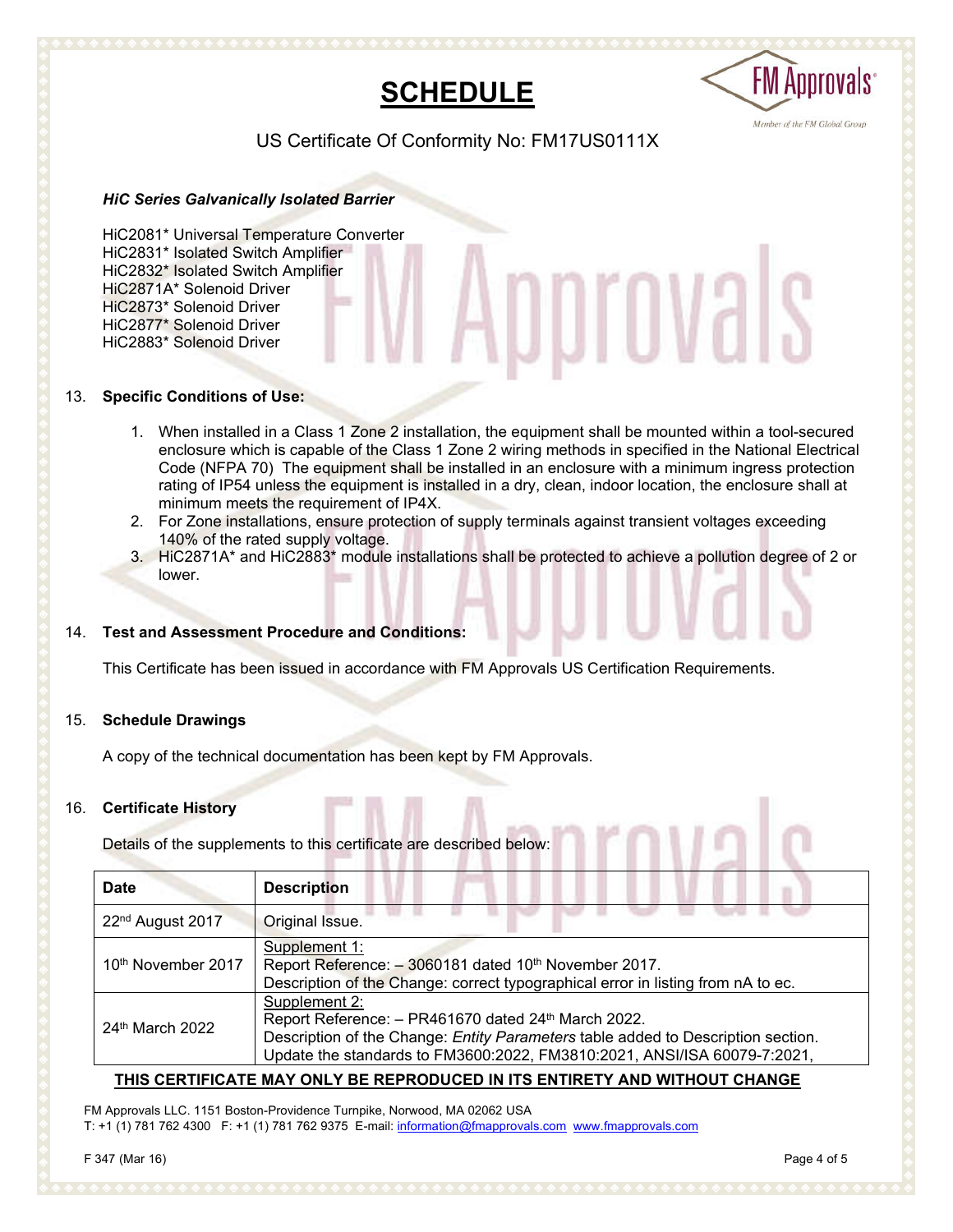# SCHEDULE

US Certificate Of Conformity No: FM17US0111X

***HiC Series Galvanically Isolated Barrier***

HiC2081* Universal Temperature Converter
HiC2831* Isolated Switch Amplifier
HiC2832* Isolated Switch Amplifier
HiC2871A* Solenoid Driver
HiC2873* Solenoid Driver
HiC2877* Solenoid Driver
HiC2883* Solenoid Driver

13. **Specific Conditions of Use:**

    1. When installed in a Class 1 Zone 2 installation, the equipment shall be mounted within a tool-secured enclosure which is capable of the Class 1 Zone 2 wiring methods in specified in the National Electrical Code (NFPA 70) The equipment shall be installed in an enclosure with a minimum ingress protection rating of IP54 unless the equipment is installed in a dry, clean, indoor location, the enclosure shall at minimum meets the requirement of IP4X.
    2. For Zone installations, ensure protection of supply terminals against transient voltages exceeding 140% of the rated supply voltage.
    3. HiC2871A* and HiC2883* module installations shall be protected to achieve a pollution degree of 2 or lower.

14. **Test and Assessment Procedure and Conditions:**

    This Certificate has been issued in accordance with FM Approvals US Certification Requirements.

15. **Schedule Drawings**

    A copy of the technical documentation has been kept by FM Approvals.

16. **Certificate History**

    Details of the supplements to this certificate are described below:

| Date | Description |
|---|---|
| 22nd August 2017 | Original Issue. |
| 10th November 2017 | Supplement 1:<br>Report Reference: – 3060181 dated 10th November 2017.<br>Description of the Change: correct typographical error in listing from nA to ec. |
| 24th March 2022 | Supplement 2:<br>Report Reference: – PR461670 dated 24th March 2022.<br>Description of the Change: *Entity Parameters* table added to Description section.<br>Update the standards to FM3600:2022, FM3810:2021, ANSI/ISA 60079-7:2021, |

**THIS CERTIFICATE MAY ONLY BE REPRODUCED IN ITS ENTIRETY AND WITHOUT CHANGE**

FM Approvals LLC. 1151 Boston-Providence Turnpike, Norwood, MA 02062 USA
T: +1 (1) 781 762 4300 F: +1 (1) 781 762 9375 E-mail: information@fmapprovals.com www.fmapprovals.com

F 347 (Mar 16)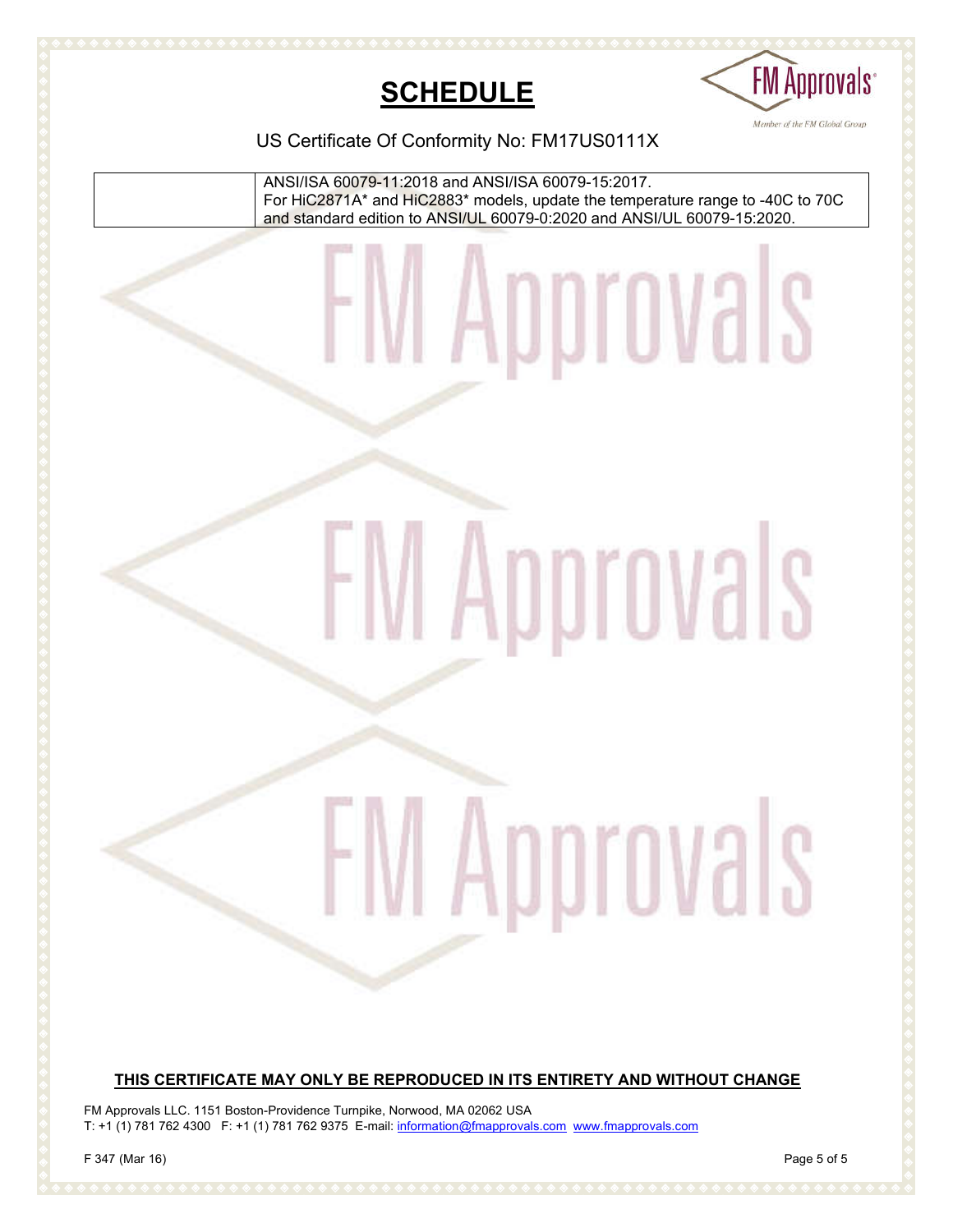# SCHEDULE

US Certificate Of Conformity No: FM17US0111X

| | |
|---|---|
| | ANSI/ISA 60079-11:2018 and ANSI/ISA 60079-15:2017.<br>For HiC2871A* and HiC2883* models, update the temperature range to -40C to 70C and standard edition to ANSI/UL 60079-0:2020 and ANSI/UL 60079-15:2020. |

**THIS CERTIFICATE MAY ONLY BE REPRODUCED IN ITS ENTIRETY AND WITHOUT CHANGE**

FM Approvals LLC. 1151 Boston-Providence Turnpike, Norwood, MA 02062 USA
T: +1 (1) 781 762 4300 F: +1 (1) 781 762 9375 E-mail: information@fmapprovals.com www.fmapprovals.com

F 347 (Mar 16)